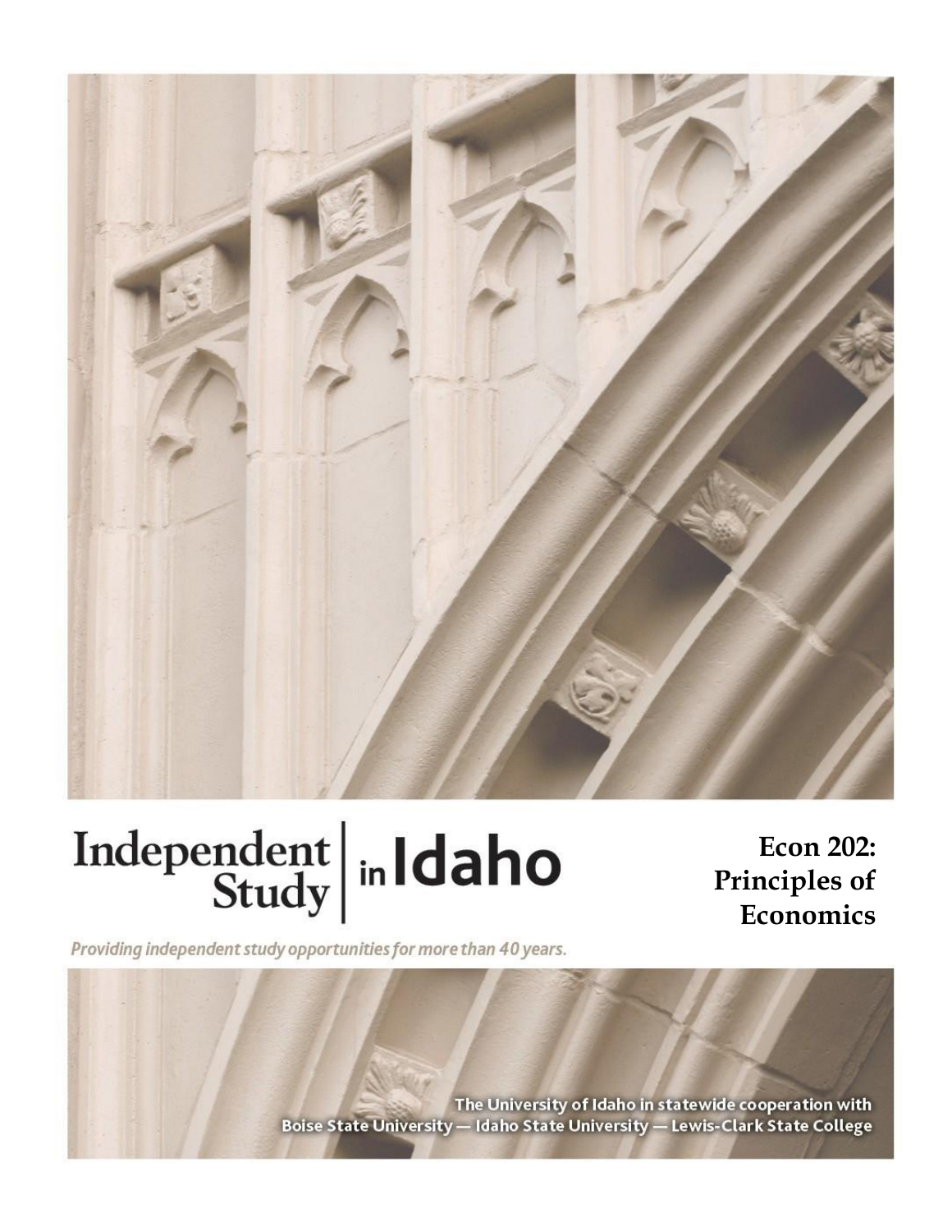# Independent Study in Idaho

*Providing independent study opportunities for more than 40 years.*

**Econ 202: Principles of Economics**

The University of Idaho in statewide cooperation with
Boise State University — Idaho State University — Lewis-Clark State College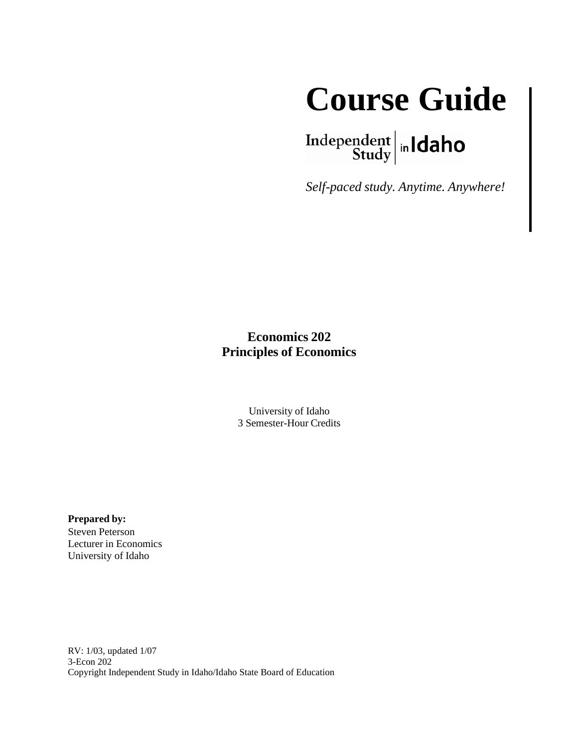# Course Guide

Independent Study in Idaho

*Self-paced study. Anytime. Anywhere!*

**Economics 202**
**Principles of Economics**

University of Idaho
3 Semester-Hour Credits

**Prepared by:**
Steven Peterson
Lecturer in Economics
University of Idaho

RV: 1/03, updated 1/07
3-Econ 202
Copyright Independent Study in Idaho/Idaho State Board of Education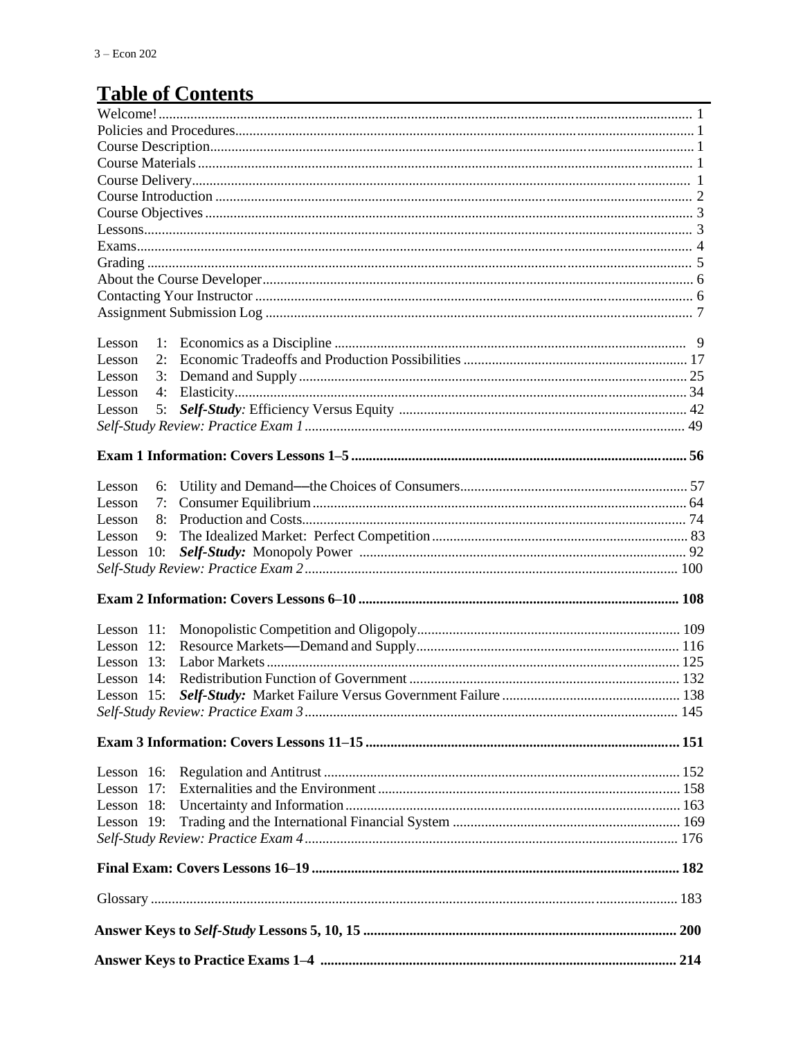## Table of Contents

| | |
|---|---|
| Welcome! | 1 |
| Policies and Procedures | 1 |
| Course Description | 1 |
| Course Materials | 1 |
| Course Delivery | 1 |
| Course Introduction | 2 |
| Course Objectives | 3 |
| Lessons | 3 |
| Exams | 4 |
| Grading | 5 |
| About the Course Developer | 6 |
| Contacting Your Instructor | 6 |
| Assignment Submission Log | 7 |
| Lesson 1: Economics as a Discipline | 9 |
| Lesson 2: Economic Tradeoffs and Production Possibilities | 17 |
| Lesson 3: Demand and Supply | 25 |
| Lesson 4: Elasticity | 34 |
| Lesson 5: ***Self-Study****:* Efficiency Versus Equity | 42 |
| *Self-Study Review: Practice Exam 1* | 49 |
| **Exam 1 Information: Covers Lessons 1–5** | **56** |
| Lesson 6: Utility and Demand—the Choices of Consumers | 57 |
| Lesson 7: Consumer Equilibrium | 64 |
| Lesson 8: Production and Costs | 74 |
| Lesson 9: The Idealized Market: Perfect Competition | 83 |
| Lesson 10: ***Self-Study:*** Monopoly Power | 92 |
| *Self-Study Review: Practice Exam 2* | 100 |
| **Exam 2 Information: Covers Lessons 6–10** | **108** |
| Lesson 11: Monopolistic Competition and Oligopoly | 109 |
| Lesson 12: Resource Markets—Demand and Supply | 116 |
| Lesson 13: Labor Markets | 125 |
| Lesson 14: Redistribution Function of Government | 132 |
| Lesson 15: ***Self-Study:*** Market Failure Versus Government Failure | 138 |
| *Self-Study Review: Practice Exam 3* | 145 |
| **Exam 3 Information: Covers Lessons 11–15** | **151** |
| Lesson 16: Regulation and Antitrust | 152 |
| Lesson 17: Externalities and the Environment | 158 |
| Lesson 18: Uncertainty and Information | 163 |
| Lesson 19: Trading and the International Financial System | 169 |
| *Self-Study Review: Practice Exam 4* | 176 |
| **Final Exam: Covers Lessons 16–19** | **182** |
| Glossary | 183 |
| **Answer Keys to *Self-Study* Lessons 5, 10, 15** | **200** |
| **Answer Keys to Practice Exams 1–4** | **214** |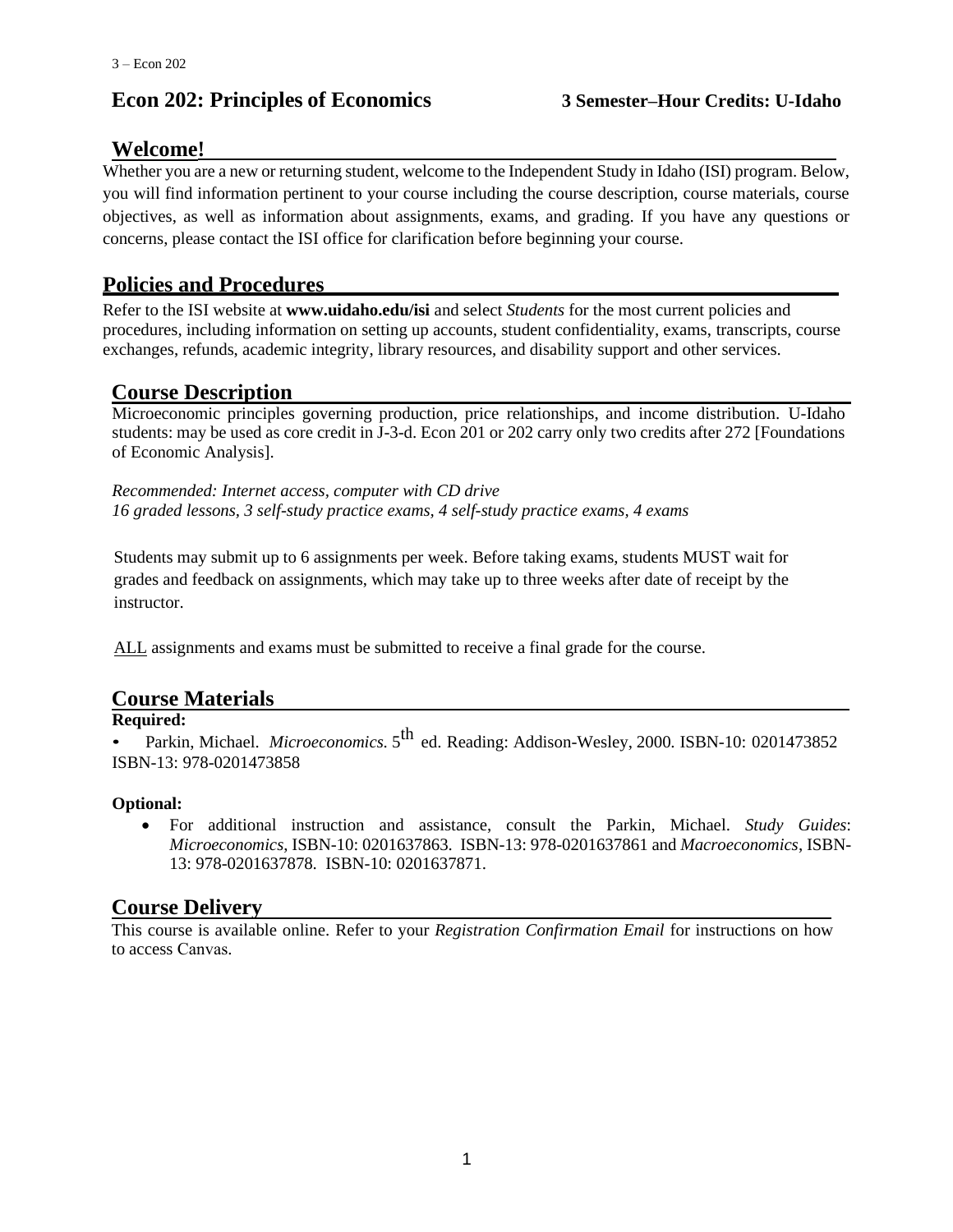# Econ 202: Principles of Economics

**3 Semester–Hour Credits: U-Idaho**

## Welcome!

Whether you are a new or returning student, welcome to the Independent Study in Idaho (ISI) program. Below, you will find information pertinent to your course including the course description, course materials, course objectives, as well as information about assignments, exams, and grading. If you have any questions or concerns, please contact the ISI office for clarification before beginning your course.

## Policies and Procedures

Refer to the ISI website at **www.uidaho.edu/isi** and select *Students* for the most current policies and procedures, including information on setting up accounts, student confidentiality, exams, transcripts, course exchanges, refunds, academic integrity, library resources, and disability support and other services.

## Course Description

Microeconomic principles governing production, price relationships, and income distribution. U-Idaho students: may be used as core credit in J-3-d. Econ 201 or 202 carry only two credits after 272 [Foundations of Economic Analysis].

*Recommended: Internet access, computer with CD drive*
*16 graded lessons, 3 self-study practice exams, 4 self-study practice exams, 4 exams*

Students may submit up to 6 assignments per week. Before taking exams, students MUST wait for grades and feedback on assignments, which may take up to three weeks after date of receipt by the instructor.

ALL assignments and exams must be submitted to receive a final grade for the course.

## Course Materials

**Required:**

- Parkin, Michael. *Microeconomics.* 5th ed. Reading: Addison-Wesley, 2000. ISBN-10: 0201473852 ISBN-13: 978-0201473858

**Optional:**

- For additional instruction and assistance, consult the Parkin, Michael. *Study Guides*: *Microeconomics*, ISBN-10: 0201637863. ISBN-13: 978-0201637861 and *Macroeconomics*, ISBN-13: 978-0201637878. ISBN-10: 0201637871.

## Course Delivery

This course is available online. Refer to your *Registration Confirmation Email* for instructions on how to access Canvas.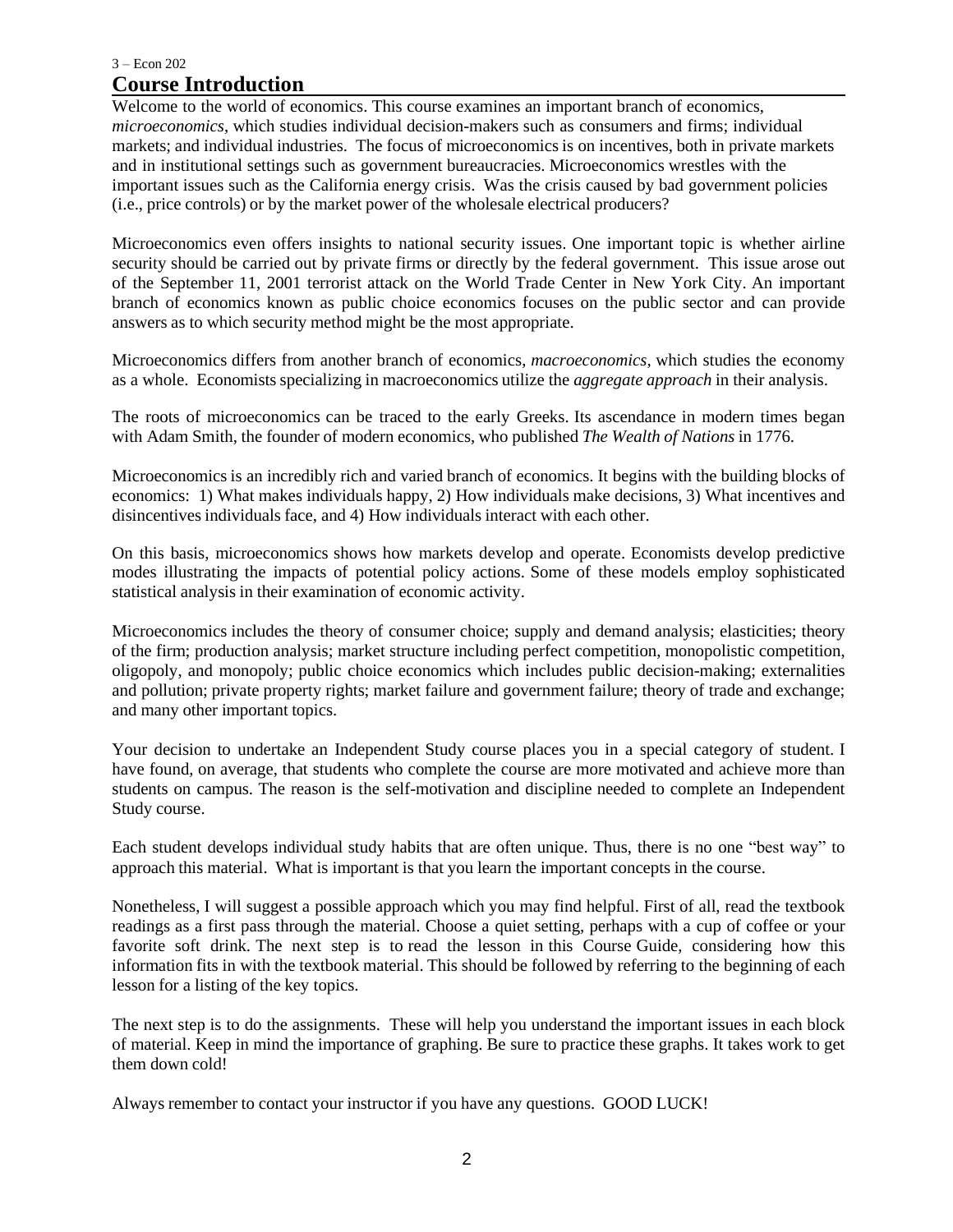# Course Introduction

Welcome to the world of economics. This course examines an important branch of economics, *microeconomics*, which studies individual decision-makers such as consumers and firms; individual markets; and individual industries. The focus of microeconomics is on incentives, both in private markets and in institutional settings such as government bureaucracies. Microeconomics wrestles with the important issues such as the California energy crisis. Was the crisis caused by bad government policies (i.e., price controls) or by the market power of the wholesale electrical producers?

Microeconomics even offers insights to national security issues. One important topic is whether airline security should be carried out by private firms or directly by the federal government. This issue arose out of the September 11, 2001 terrorist attack on the World Trade Center in New York City. An important branch of economics known as public choice economics focuses on the public sector and can provide answers as to which security method might be the most appropriate.

Microeconomics differs from another branch of economics, *macroeconomics*, which studies the economy as a whole. Economists specializing in macroeconomics utilize the *aggregate approach* in their analysis.

The roots of microeconomics can be traced to the early Greeks. Its ascendance in modern times began with Adam Smith, the founder of modern economics, who published *The Wealth of Nations* in 1776.

Microeconomics is an incredibly rich and varied branch of economics. It begins with the building blocks of economics: 1) What makes individuals happy, 2) How individuals make decisions, 3) What incentives and disincentives individuals face, and 4) How individuals interact with each other.

On this basis, microeconomics shows how markets develop and operate. Economists develop predictive modes illustrating the impacts of potential policy actions. Some of these models employ sophisticated statistical analysis in their examination of economic activity.

Microeconomics includes the theory of consumer choice; supply and demand analysis; elasticities; theory of the firm; production analysis; market structure including perfect competition, monopolistic competition, oligopoly, and monopoly; public choice economics which includes public decision-making; externalities and pollution; private property rights; market failure and government failure; theory of trade and exchange; and many other important topics.

Your decision to undertake an Independent Study course places you in a special category of student. I have found, on average, that students who complete the course are more motivated and achieve more than students on campus. The reason is the self-motivation and discipline needed to complete an Independent Study course.

Each student develops individual study habits that are often unique. Thus, there is no one "best way" to approach this material. What is important is that you learn the important concepts in the course.

Nonetheless, I will suggest a possible approach which you may find helpful. First of all, read the textbook readings as a first pass through the material. Choose a quiet setting, perhaps with a cup of coffee or your favorite soft drink. The next step is to read the lesson in this Course Guide, considering how this information fits in with the textbook material. This should be followed by referring to the beginning of each lesson for a listing of the key topics.

The next step is to do the assignments. These will help you understand the important issues in each block of material. Keep in mind the importance of graphing. Be sure to practice these graphs. It takes work to get them down cold!

Always remember to contact your instructor if you have any questions. GOOD LUCK!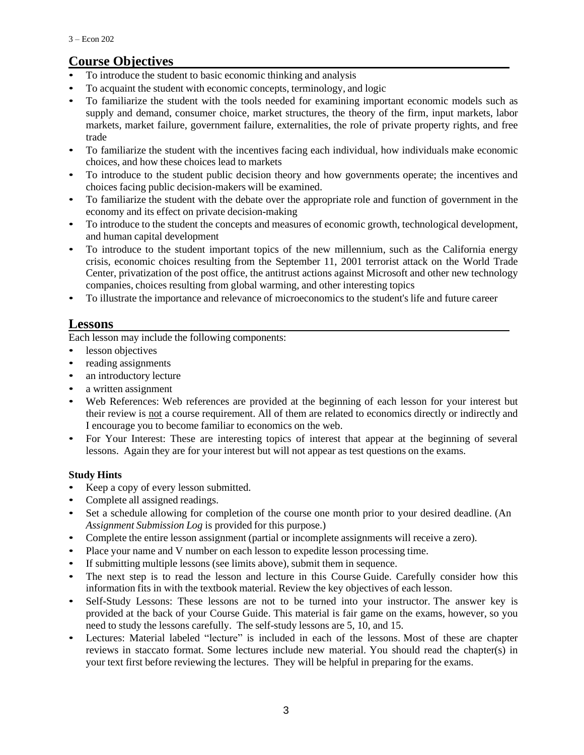## Course Objectives

- To introduce the student to basic economic thinking and analysis
- To acquaint the student with economic concepts, terminology, and logic
- To familiarize the student with the tools needed for examining important economic models such as supply and demand, consumer choice, market structures, the theory of the firm, input markets, labor markets, market failure, government failure, externalities, the role of private property rights, and free trade
- To familiarize the student with the incentives facing each individual, how individuals make economic choices, and how these choices lead to markets
- To introduce to the student public decision theory and how governments operate; the incentives and choices facing public decision-makers will be examined.
- To familiarize the student with the debate over the appropriate role and function of government in the economy and its effect on private decision-making
- To introduce to the student the concepts and measures of economic growth, technological development, and human capital development
- To introduce to the student important topics of the new millennium, such as the California energy crisis, economic choices resulting from the September 11, 2001 terrorist attack on the World Trade Center, privatization of the post office, the antitrust actions against Microsoft and other new technology companies, choices resulting from global warming, and other interesting topics
- To illustrate the importance and relevance of microeconomics to the student's life and future career

## Lessons

Each lesson may include the following components:

- lesson objectives
- reading assignments
- an introductory lecture
- a written assignment
- Web References: Web references are provided at the beginning of each lesson for your interest but their review is not a course requirement. All of them are related to economics directly or indirectly and I encourage you to become familiar to economics on the web.
- For Your Interest: These are interesting topics of interest that appear at the beginning of several lessons. Again they are for your interest but will not appear as test questions on the exams.

**Study Hints**

- Keep a copy of every lesson submitted.
- Complete all assigned readings.
- Set a schedule allowing for completion of the course one month prior to your desired deadline. (An *Assignment Submission Log* is provided for this purpose.)
- Complete the entire lesson assignment (partial or incomplete assignments will receive a zero).
- Place your name and V number on each lesson to expedite lesson processing time.
- If submitting multiple lessons (see limits above), submit them in sequence.
- The next step is to read the lesson and lecture in this Course Guide. Carefully consider how this information fits in with the textbook material. Review the key objectives of each lesson.
- Self-Study Lessons: These lessons are not to be turned into your instructor. The answer key is provided at the back of your Course Guide. This material is fair game on the exams, however, so you need to study the lessons carefully. The self-study lessons are 5, 10, and 15.
- Lectures: Material labeled "lecture" is included in each of the lessons. Most of these are chapter reviews in staccato format. Some lectures include new material. You should read the chapter(s) in your text first before reviewing the lectures. They will be helpful in preparing for the exams.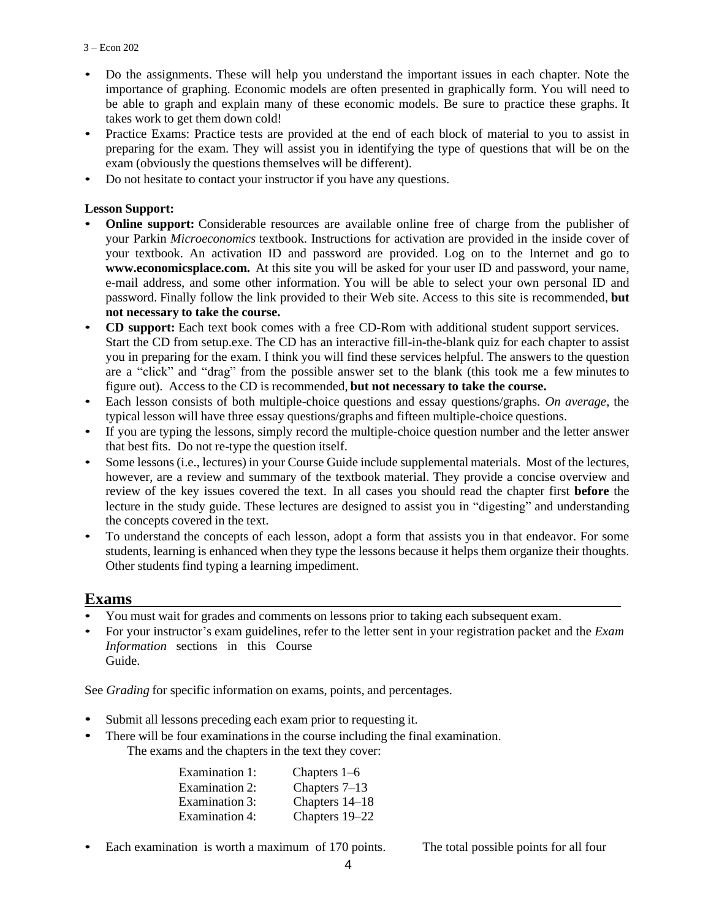- Do the assignments. These will help you understand the important issues in each chapter. Note the importance of graphing. Economic models are often presented in graphically form. You will need to be able to graph and explain many of these economic models. Be sure to practice these graphs. It takes work to get them down cold!
- Practice Exams: Practice tests are provided at the end of each block of material to you to assist in preparing for the exam. They will assist you in identifying the type of questions that will be on the exam (obviously the questions themselves will be different).
- Do not hesitate to contact your instructor if you have any questions.

**Lesson Support:**

- **Online support:** Considerable resources are available online free of charge from the publisher of your Parkin *Microeconomics* textbook. Instructions for activation are provided in the inside cover of your textbook. An activation ID and password are provided. Log on to the Internet and go to **www.economicsplace.com.** At this site you will be asked for your user ID and password, your name, e-mail address, and some other information. You will be able to select your own personal ID and password. Finally follow the link provided to their Web site. Access to this site is recommended, **but not necessary to take the course.**
- **CD support:** Each text book comes with a free CD-Rom with additional student support services. Start the CD from setup.exe. The CD has an interactive fill-in-the-blank quiz for each chapter to assist you in preparing for the exam. I think you will find these services helpful. The answers to the question are a "click" and "drag" from the possible answer set to the blank (this took me a few minutes to figure out). Access to the CD is recommended, **but not necessary to take the course.**
- Each lesson consists of both multiple-choice questions and essay questions/graphs. *On average*, the typical lesson will have three essay questions/graphs and fifteen multiple-choice questions.
- If you are typing the lessons, simply record the multiple-choice question number and the letter answer that best fits. Do not re-type the question itself.
- Some lessons (i.e., lectures) in your Course Guide include supplemental materials. Most of the lectures, however, are a review and summary of the textbook material. They provide a concise overview and review of the key issues covered the text. In all cases you should read the chapter first **before** the lecture in the study guide. These lectures are designed to assist you in "digesting" and understanding the concepts covered in the text.
- To understand the concepts of each lesson, adopt a form that assists you in that endeavor. For some students, learning is enhanced when they type the lessons because it helps them organize their thoughts. Other students find typing a learning impediment.

## Exams

- You must wait for grades and comments on lessons prior to taking each subsequent exam.
- For your instructor's exam guidelines, refer to the letter sent in your registration packet and the *Exam Information* sections in this Course Guide.

See *Grading* for specific information on exams, points, and percentages.

- Submit all lessons preceding each exam prior to requesting it.
- There will be four examinations in the course including the final examination.
  The exams and the chapters in the text they cover:

| | |
|---|---|
| Examination 1: | Chapters 1–6 |
| Examination 2: | Chapters 7–13 |
| Examination 3: | Chapters 14–18 |
| Examination 4: | Chapters 19–22 |

- Each examination is worth a maximum of 170 points. The total possible points for all four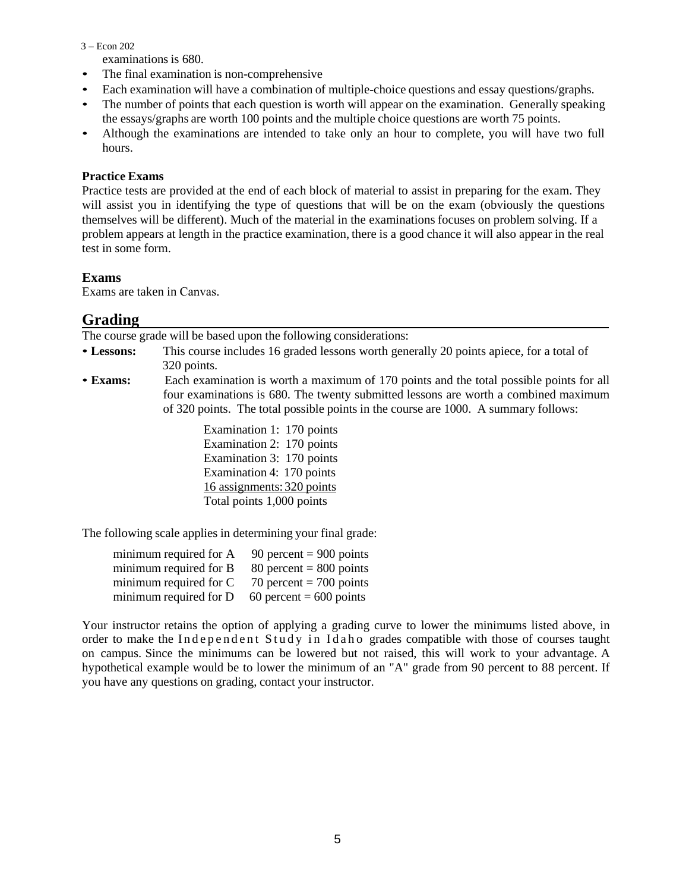examinations is 680.

- The final examination is non-comprehensive
- Each examination will have a combination of multiple-choice questions and essay questions/graphs.
- The number of points that each question is worth will appear on the examination. Generally speaking the essays/graphs are worth 100 points and the multiple choice questions are worth 75 points.
- Although the examinations are intended to take only an hour to complete, you will have two full hours.

**Practice Exams**

Practice tests are provided at the end of each block of material to assist in preparing for the exam. They will assist you in identifying the type of questions that will be on the exam (obviously the questions themselves will be different). Much of the material in the examinations focuses on problem solving. If a problem appears at length in the practice examination, there is a good chance it will also appear in the real test in some form.

**Exams**

Exams are taken in Canvas.

## Grading

The course grade will be based upon the following considerations:

- **Lessons:** This course includes 16 graded lessons worth generally 20 points apiece, for a total of 320 points.
- **Exams:** Each examination is worth a maximum of 170 points and the total possible points for all four examinations is 680. The twenty submitted lessons are worth a combined maximum of 320 points. The total possible points in the course are 1000. A summary follows:

  Examination 1: 170 points
  Examination 2: 170 points
  Examination 3: 170 points
  Examination 4: 170 points
  16 assignments: 320 points
  Total points 1,000 points

The following scale applies in determining your final grade:

minimum required for A 90 percent = 900 points
minimum required for B 80 percent = 800 points
minimum required for C 70 percent = 700 points
minimum required for D 60 percent = 600 points

Your instructor retains the option of applying a grading curve to lower the minimums listed above, in order to make the Independent Study in Idaho grades compatible with those of courses taught on campus. Since the minimums can be lowered but not raised, this will work to your advantage. A hypothetical example would be to lower the minimum of an "A" grade from 90 percent to 88 percent. If you have any questions on grading, contact your instructor.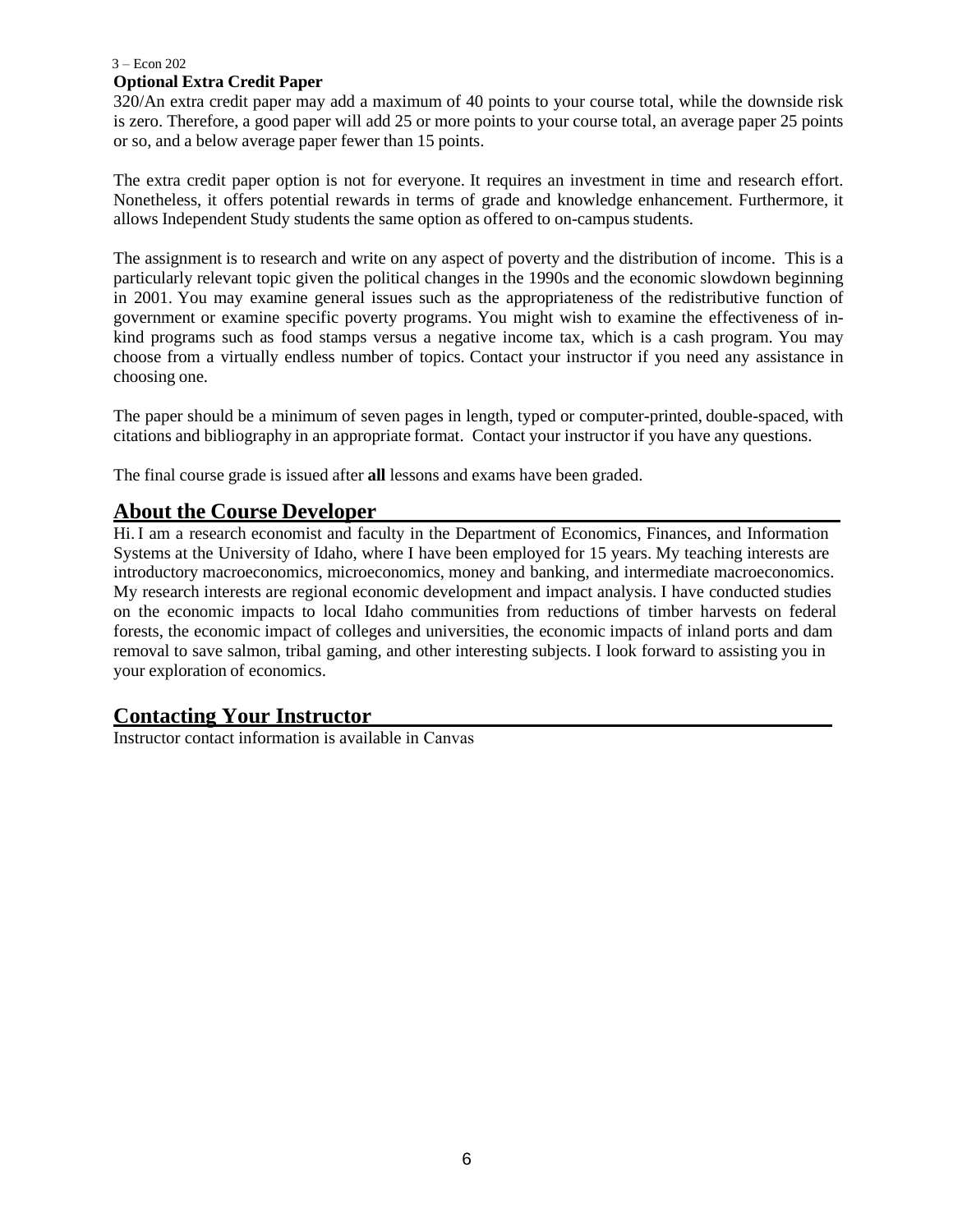3 – Econ 202

**Optional Extra Credit Paper**

320/An extra credit paper may add a maximum of 40 points to your course total, while the downside risk is zero. Therefore, a good paper will add 25 or more points to your course total, an average paper 25 points or so, and a below average paper fewer than 15 points.

The extra credit paper option is not for everyone. It requires an investment in time and research effort. Nonetheless, it offers potential rewards in terms of grade and knowledge enhancement. Furthermore, it allows Independent Study students the same option as offered to on-campus students.

The assignment is to research and write on any aspect of poverty and the distribution of income. This is a particularly relevant topic given the political changes in the 1990s and the economic slowdown beginning in 2001. You may examine general issues such as the appropriateness of the redistributive function of government or examine specific poverty programs. You might wish to examine the effectiveness of in-kind programs such as food stamps versus a negative income tax, which is a cash program. You may choose from a virtually endless number of topics. Contact your instructor if you need any assistance in choosing one.

The paper should be a minimum of seven pages in length, typed or computer-printed, double-spaced, with citations and bibliography in an appropriate format. Contact your instructor if you have any questions.

The final course grade is issued after **all** lessons and exams have been graded.

## About the Course Developer

Hi. I am a research economist and faculty in the Department of Economics, Finances, and Information Systems at the University of Idaho, where I have been employed for 15 years. My teaching interests are introductory macroeconomics, microeconomics, money and banking, and intermediate macroeconomics. My research interests are regional economic development and impact analysis. I have conducted studies on the economic impacts to local Idaho communities from reductions of timber harvests on federal forests, the economic impact of colleges and universities, the economic impacts of inland ports and dam removal to save salmon, tribal gaming, and other interesting subjects. I look forward to assisting you in your exploration of economics.

## Contacting Your Instructor

Instructor contact information is available in Canvas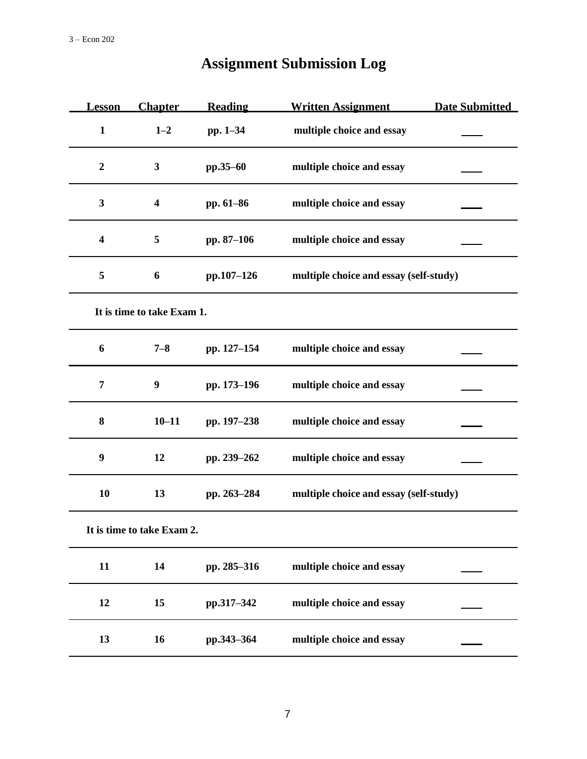# Assignment Submission Log

| Lesson | Chapter | Reading | Written Assignment | Date Submitted |
|---|---|---|---|---|
| 1 | 1–2 | pp. 1–34 | multiple choice and essay | ____ |
| 2 | 3 | pp.35–60 | multiple choice and essay | ____ |
| 3 | 4 | pp. 61–86 | multiple choice and essay | ____ |
| 4 | 5 | pp. 87–106 | multiple choice and essay | ____ |
| 5 | 6 | pp.107–126 | multiple choice and essay (self-study) | |
| It is time to take Exam 1. | | | | |
| 6 | 7–8 | pp. 127–154 | multiple choice and essay | ____ |
| 7 | 9 | pp. 173–196 | multiple choice and essay | ____ |
| 8 | 10–11 | pp. 197–238 | multiple choice and essay | ____ |
| 9 | 12 | pp. 239–262 | multiple choice and essay | ____ |
| 10 | 13 | pp. 263–284 | multiple choice and essay (self-study) | |
| It is time to take Exam 2. | | | | |
| 11 | 14 | pp. 285–316 | multiple choice and essay | ____ |
| 12 | 15 | pp.317–342 | multiple choice and essay | ____ |
| 13 | 16 | pp.343–364 | multiple choice and essay | ____ |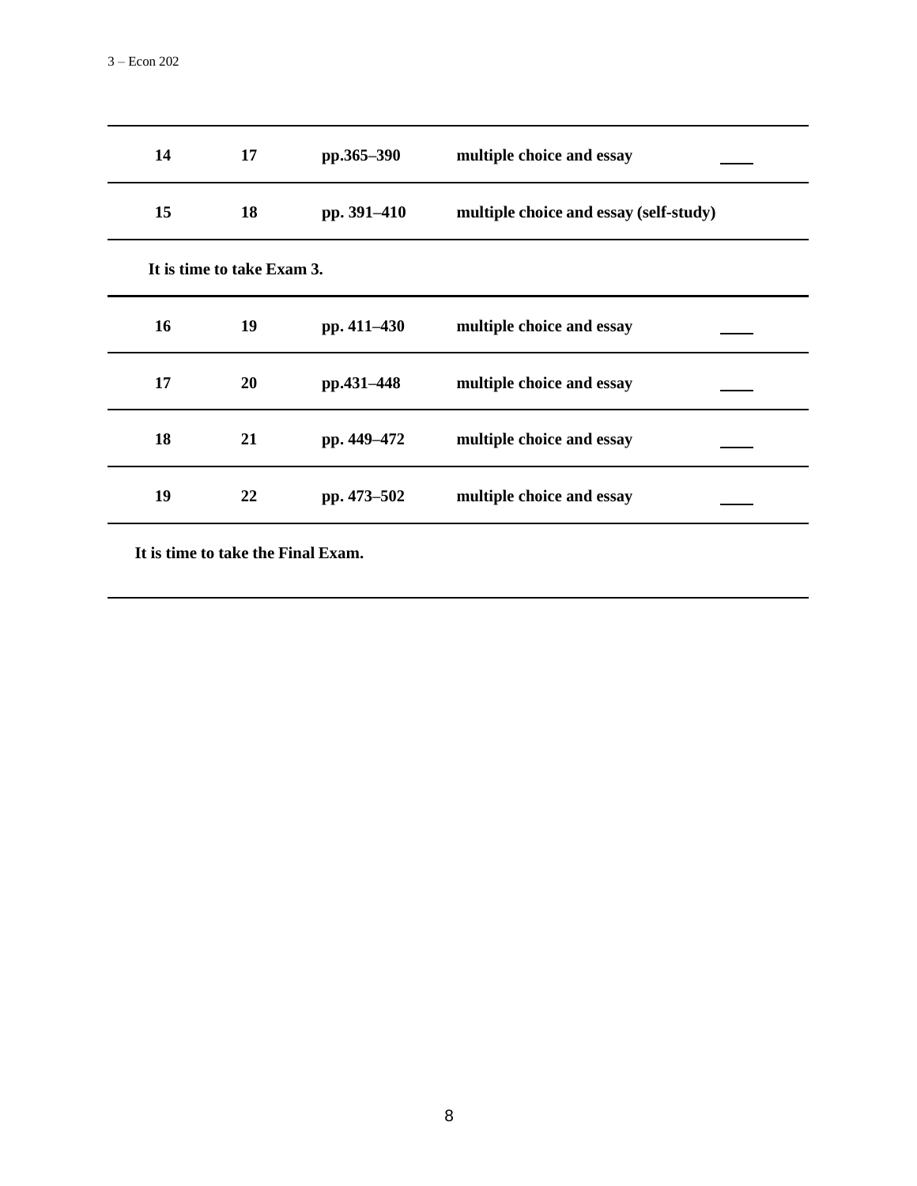| | | | | |
|---|---|---|---|---|
| **14** | **17** | **pp.365–390** | **multiple choice and essay** | ____ |
| **15** | **18** | **pp. 391–410** | **multiple choice and essay (self-study)** | |

**It is time to take Exam 3.**

| | | | | |
|---|---|---|---|---|
| **16** | **19** | **pp. 411–430** | **multiple choice and essay** | ____ |
| **17** | **20** | **pp.431–448** | **multiple choice and essay** | ____ |
| **18** | **21** | **pp. 449–472** | **multiple choice and essay** | ____ |
| **19** | **22** | **pp. 473–502** | **multiple choice and essay** | ____ |

**It is time to take the Final Exam.**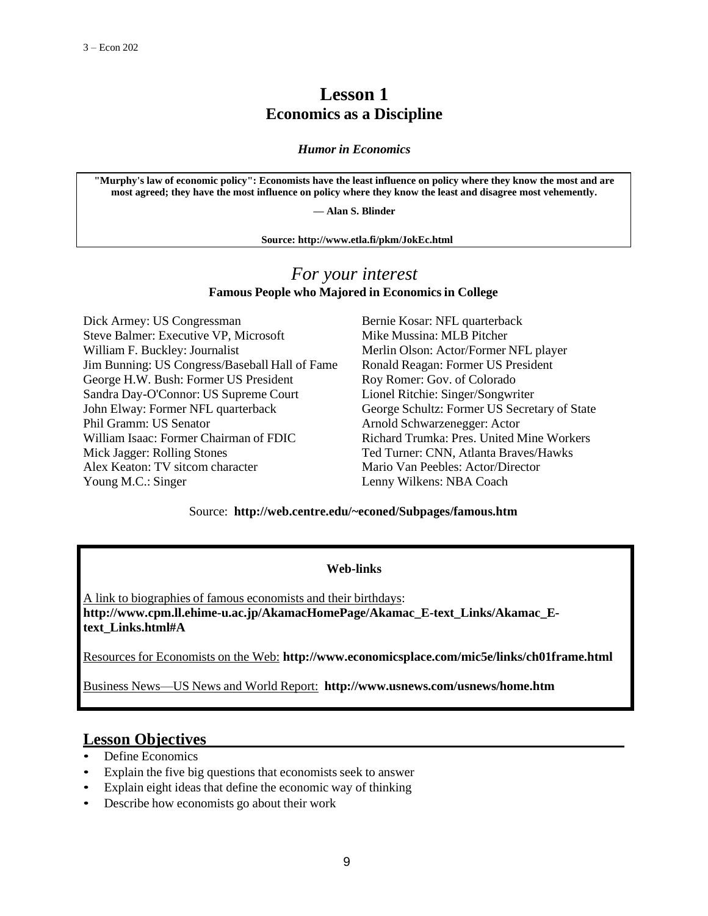# Lesson 1
## Economics as a Discipline

***Humor in Economics***

> **"Murphy's law of economic policy": Economists have the least influence on policy where they know the most and are most agreed; they have the most influence on policy where they know the least and disagree most vehemently.**
>
> **— Alan S. Blinder**
>
> **Source: http://www.etla.fi/pkm/JokEc.html**

## *For your interest*
**Famous People who Majored in Economics in College**

Dick Armey: US Congressman
Steve Balmer: Executive VP, Microsoft
William F. Buckley: Journalist
Jim Bunning: US Congress/Baseball Hall of Fame
George H.W. Bush: Former US President
Sandra Day-O'Connor: US Supreme Court
John Elway: Former NFL quarterback
Phil Gramm: US Senator
William Isaac: Former Chairman of FDIC
Mick Jagger: Rolling Stones
Alex Keaton: TV sitcom character
Young M.C.: Singer
Bernie Kosar: NFL quarterback
Mike Mussina: MLB Pitcher
Merlin Olson: Actor/Former NFL player
Ronald Reagan: Former US President
Roy Romer: Gov. of Colorado
Lionel Ritchie: Singer/Songwriter
George Schultz: Former US Secretary of State
Arnold Schwarzenegger: Actor
Richard Trumka: Pres. United Mine Workers
Ted Turner: CNN, Atlanta Braves/Hawks
Mario Van Peebles: Actor/Director
Lenny Wilkens: NBA Coach

Source: **http://web.centre.edu/~econed/Subpages/famous.htm**

**Web-links**

A link to biographies of famous economists and their birthdays: **http://www.cpm.ll.ehime-u.ac.jp/AkamacHomePage/Akamac_E-text_Links/Akamac_E-text_Links.html#A**

Resources for Economists on the Web: **http://www.economicsplace.com/mic5e/links/ch01frame.html**

Business News—US News and World Report: **http://www.usnews.com/usnews/home.htm**

## Lesson Objectives

- Define Economics
- Explain the five big questions that economists seek to answer
- Explain eight ideas that define the economic way of thinking
- Describe how economists go about their work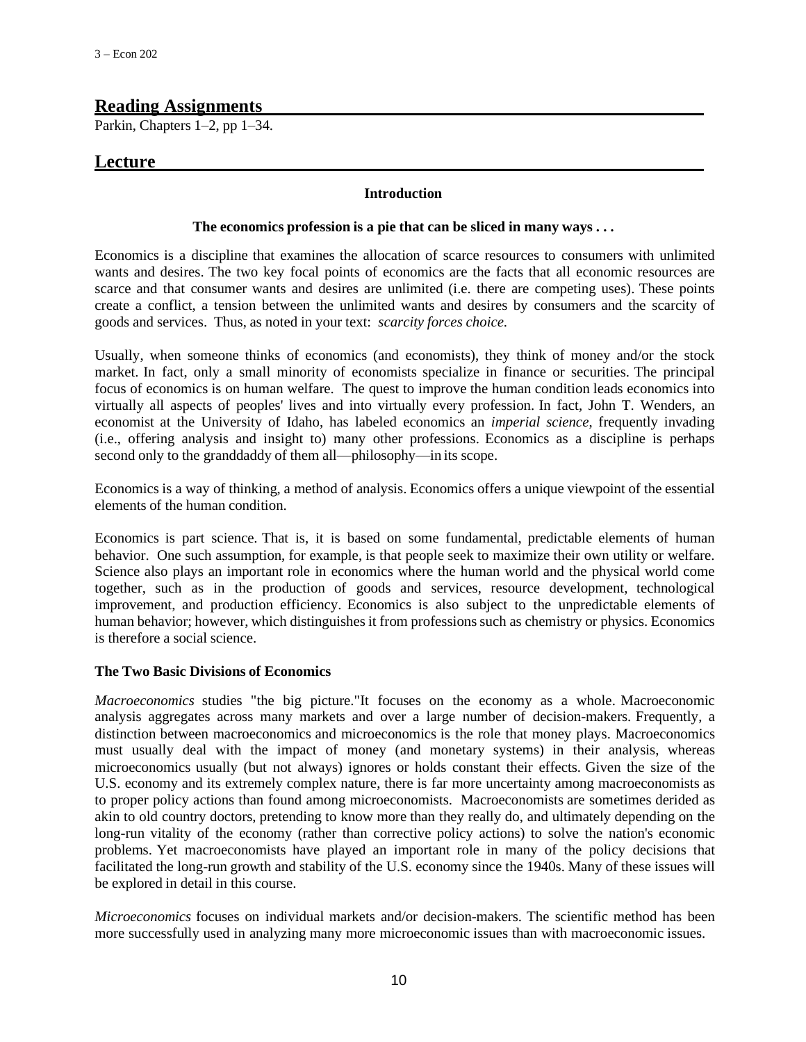## Reading Assignments

Parkin, Chapters 1–2, pp 1–34.

## Lecture

### Introduction

**The economics profession is a pie that can be sliced in many ways . . .**

Economics is a discipline that examines the allocation of scarce resources to consumers with unlimited wants and desires. The two key focal points of economics are the facts that all economic resources are scarce and that consumer wants and desires are unlimited (i.e. there are competing uses). These points create a conflict, a tension between the unlimited wants and desires by consumers and the scarcity of goods and services. Thus, as noted in your text: *scarcity forces choice*.

Usually, when someone thinks of economics (and economists), they think of money and/or the stock market. In fact, only a small minority of economists specialize in finance or securities. The principal focus of economics is on human welfare. The quest to improve the human condition leads economics into virtually all aspects of peoples' lives and into virtually every profession. In fact, John T. Wenders, an economist at the University of Idaho, has labeled economics an *imperial science*, frequently invading (i.e., offering analysis and insight to) many other professions. Economics as a discipline is perhaps second only to the granddaddy of them all—philosophy—in its scope.

Economics is a way of thinking, a method of analysis. Economics offers a unique viewpoint of the essential elements of the human condition.

Economics is part science. That is, it is based on some fundamental, predictable elements of human behavior. One such assumption, for example, is that people seek to maximize their own utility or welfare. Science also plays an important role in economics where the human world and the physical world come together, such as in the production of goods and services, resource development, technological improvement, and production efficiency. Economics is also subject to the unpredictable elements of human behavior; however, which distinguishes it from professions such as chemistry or physics. Economics is therefore a social science.

**The Two Basic Divisions of Economics**

*Macroeconomics* studies "the big picture."It focuses on the economy as a whole. Macroeconomic analysis aggregates across many markets and over a large number of decision-makers. Frequently, a distinction between macroeconomics and microeconomics is the role that money plays. Macroeconomics must usually deal with the impact of money (and monetary systems) in their analysis, whereas microeconomics usually (but not always) ignores or holds constant their effects. Given the size of the U.S. economy and its extremely complex nature, there is far more uncertainty among macroeconomists as to proper policy actions than found among microeconomists. Macroeconomists are sometimes derided as akin to old country doctors, pretending to know more than they really do, and ultimately depending on the long-run vitality of the economy (rather than corrective policy actions) to solve the nation's economic problems. Yet macroeconomists have played an important role in many of the policy decisions that facilitated the long-run growth and stability of the U.S. economy since the 1940s. Many of these issues will be explored in detail in this course.

*Microeconomics* focuses on individual markets and/or decision-makers. The scientific method has been more successfully used in analyzing many more microeconomic issues than with macroeconomic issues.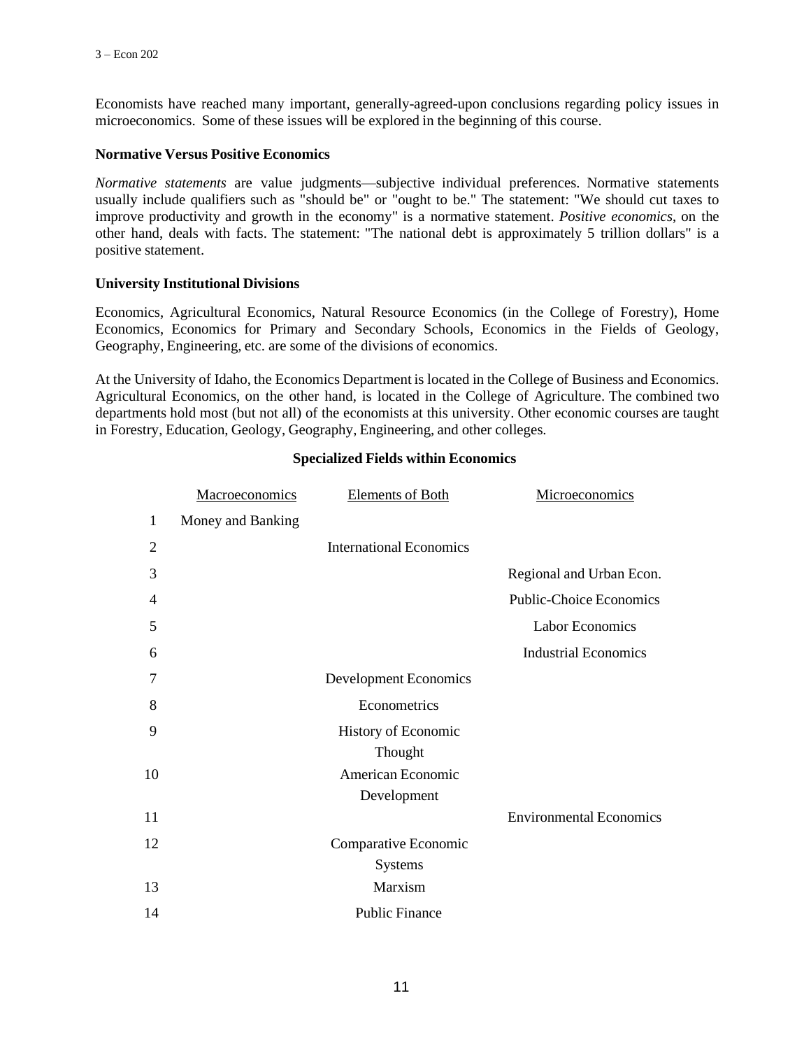Economists have reached many important, generally-agreed-upon conclusions regarding policy issues in microeconomics. Some of these issues will be explored in the beginning of this course.

**Normative Versus Positive Economics**

*Normative statements* are value judgments—subjective individual preferences. Normative statements usually include qualifiers such as "should be" or "ought to be." The statement: "We should cut taxes to improve productivity and growth in the economy" is a normative statement. *Positive economics*, on the other hand, deals with facts. The statement: "The national debt is approximately 5 trillion dollars" is a positive statement.

**University Institutional Divisions**

Economics, Agricultural Economics, Natural Resource Economics (in the College of Forestry), Home Economics, Economics for Primary and Secondary Schools, Economics in the Fields of Geology, Geography, Engineering, etc. are some of the divisions of economics.

At the University of Idaho, the Economics Department is located in the College of Business and Economics. Agricultural Economics, on the other hand, is located in the College of Agriculture. The combined two departments hold most (but not all) of the economists at this university. Other economic courses are taught in Forestry, Education, Geology, Geography, Engineering, and other colleges.

**Specialized Fields within Economics**

| | Macroeconomics | Elements of Both | Microeconomics |
|---|---|---|---|
| 1 | Money and Banking | | |
| 2 | | International Economics | |
| 3 | | | Regional and Urban Econ. |
| 4 | | | Public-Choice Economics |
| 5 | | | Labor Economics |
| 6 | | | Industrial Economics |
| 7 | | Development Economics | |
| 8 | | Econometrics | |
| 9 | | History of Economic Thought | |
| 10 | | American Economic Development | |
| 11 | | | Environmental Economics |
| 12 | | Comparative Economic Systems | |
| 13 | | Marxism | |
| 14 | | Public Finance | |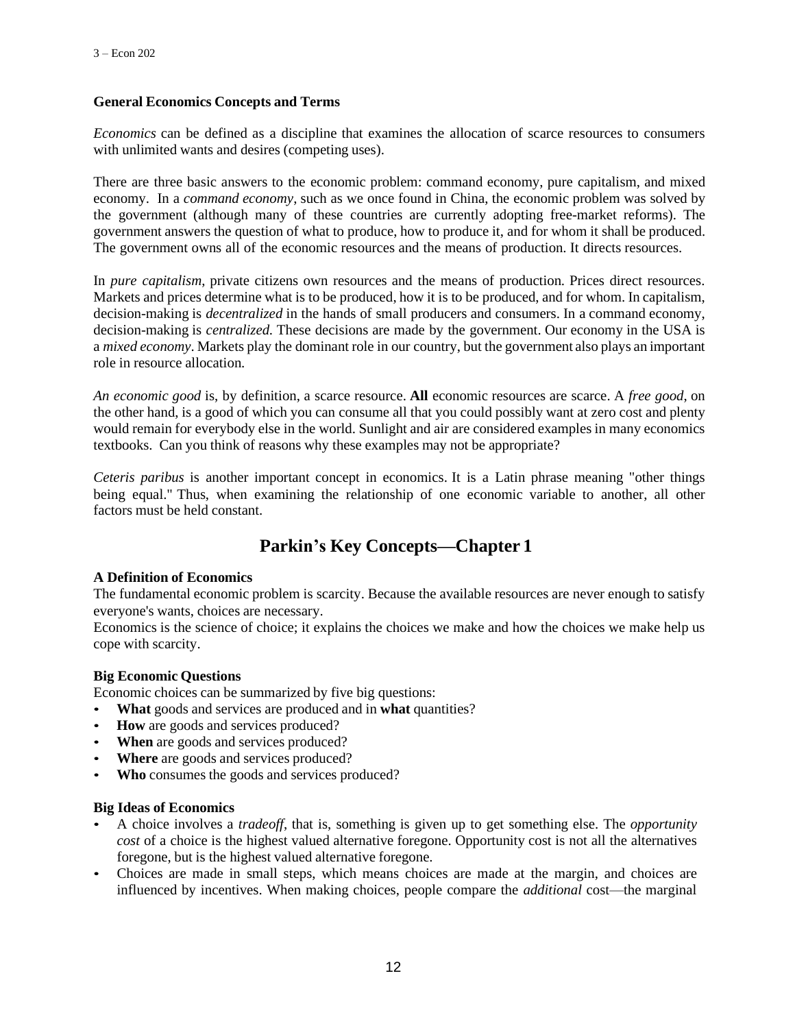### General Economics Concepts and Terms

*Economics* can be defined as a discipline that examines the allocation of scarce resources to consumers with unlimited wants and desires (competing uses).

There are three basic answers to the economic problem: command economy, pure capitalism, and mixed economy. In a *command economy*, such as we once found in China, the economic problem was solved by the government (although many of these countries are currently adopting free-market reforms). The government answers the question of what to produce, how to produce it, and for whom it shall be produced. The government owns all of the economic resources and the means of production. It directs resources.

In *pure capitalism*, private citizens own resources and the means of production. Prices direct resources. Markets and prices determine what is to be produced, how it is to be produced, and for whom. In capitalism, decision-making is *decentralized* in the hands of small producers and consumers. In a command economy, decision-making is *centralized.* These decisions are made by the government. Our economy in the USA is a *mixed economy*. Markets play the dominant role in our country, but the government also plays an important role in resource allocation.

*An economic good* is, by definition, a scarce resource. **All** economic resources are scarce. A *free good*, on the other hand, is a good of which you can consume all that you could possibly want at zero cost and plenty would remain for everybody else in the world. Sunlight and air are considered examples in many economics textbooks. Can you think of reasons why these examples may not be appropriate?

*Ceteris paribus* is another important concept in economics. It is a Latin phrase meaning "other things being equal." Thus, when examining the relationship of one economic variable to another, all other factors must be held constant.

## Parkin's Key Concepts—Chapter 1

### A Definition of Economics

The fundamental economic problem is scarcity. Because the available resources are never enough to satisfy everyone's wants, choices are necessary.

Economics is the science of choice; it explains the choices we make and how the choices we make help us cope with scarcity.

### Big Economic Questions

Economic choices can be summarized by five big questions:

- **What** goods and services are produced and in **what** quantities?
- **How** are goods and services produced?
- **When** are goods and services produced?
- **Where** are goods and services produced?
- **Who** consumes the goods and services produced?

### Big Ideas of Economics

- A choice involves a *tradeoff*, that is, something is given up to get something else. The *opportunity cost* of a choice is the highest valued alternative foregone. Opportunity cost is not all the alternatives foregone, but is the highest valued alternative foregone.
- Choices are made in small steps, which means choices are made at the margin, and choices are influenced by incentives. When making choices, people compare the *additional* cost—the marginal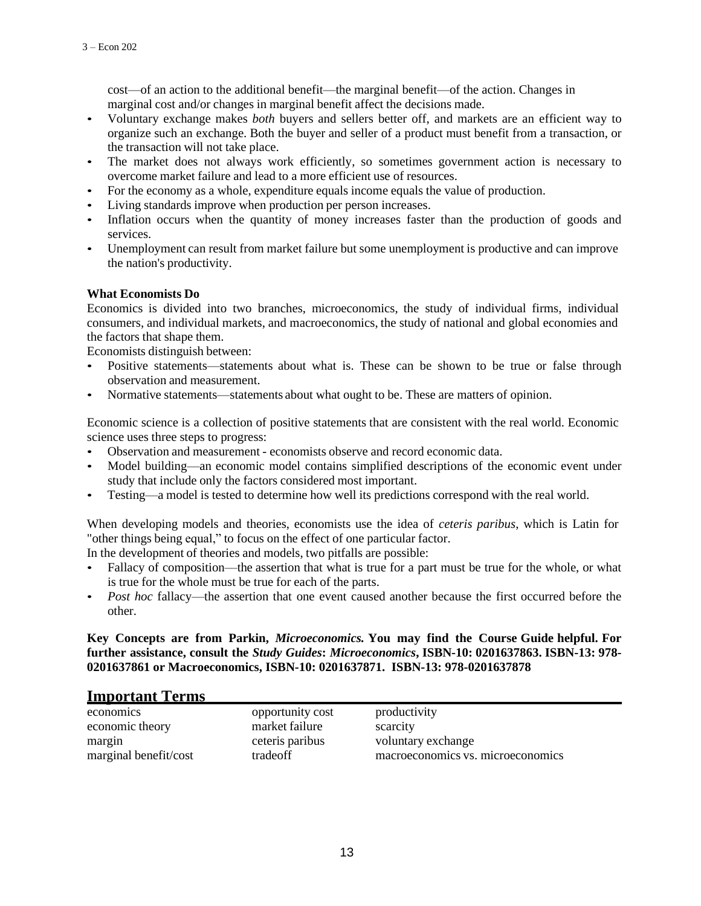cost—of an action to the additional benefit—the marginal benefit—of the action. Changes in marginal cost and/or changes in marginal benefit affect the decisions made.

- Voluntary exchange makes *both* buyers and sellers better off, and markets are an efficient way to organize such an exchange. Both the buyer and seller of a product must benefit from a transaction, or the transaction will not take place.
- The market does not always work efficiently, so sometimes government action is necessary to overcome market failure and lead to a more efficient use of resources.
- For the economy as a whole, expenditure equals income equals the value of production.
- Living standards improve when production per person increases.
- Inflation occurs when the quantity of money increases faster than the production of goods and services.
- Unemployment can result from market failure but some unemployment is productive and can improve the nation's productivity.

**What Economists Do**

Economics is divided into two branches, microeconomics, the study of individual firms, individual consumers, and individual markets, and macroeconomics, the study of national and global economies and the factors that shape them.

Economists distinguish between:

- Positive statements—statements about what is. These can be shown to be true or false through observation and measurement.
- Normative statements—statements about what ought to be. These are matters of opinion.

Economic science is a collection of positive statements that are consistent with the real world. Economic science uses three steps to progress:

- Observation and measurement - economists observe and record economic data.
- Model building—an economic model contains simplified descriptions of the economic event under study that include only the factors considered most important.
- Testing—a model is tested to determine how well its predictions correspond with the real world.

When developing models and theories, economists use the idea of *ceteris paribus*, which is Latin for "other things being equal," to focus on the effect of one particular factor.

In the development of theories and models, two pitfalls are possible:

- Fallacy of composition—the assertion that what is true for a part must be true for the whole, or what is true for the whole must be true for each of the parts.
- *Post hoc* fallacy—the assertion that one event caused another because the first occurred before the other.

**Key Concepts are from Parkin, *Microeconomics.* You may find the Course Guide helpful. For further assistance, consult the *Study Guides*: *Microeconomics*, ISBN-10: 0201637863. ISBN-13: 978-0201637861 or Macroeconomics, ISBN-10: 0201637871. ISBN-13: 978-0201637878**

## Important Terms

| | | |
|---|---|---|
| economics | opportunity cost | productivity |
| economic theory | market failure | scarcity |
| margin | ceteris paribus | voluntary exchange |
| marginal benefit/cost | tradeoff | macroeconomics vs. microeconomics |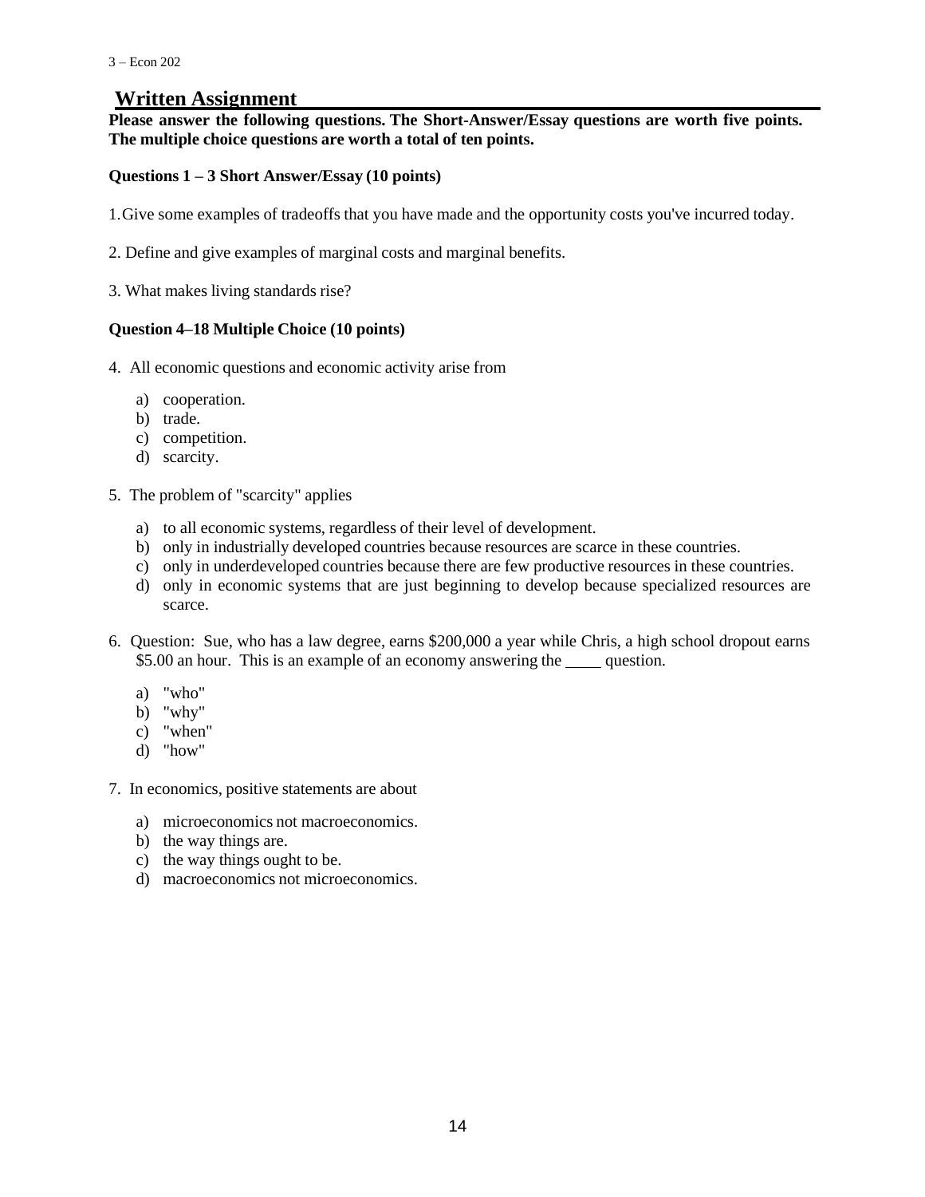## Written Assignment

**Please answer the following questions. The Short-Answer/Essay questions are worth five points. The multiple choice questions are worth a total of ten points.**

**Questions 1 – 3 Short Answer/Essay (10 points)**

1. Give some examples of tradeoffs that you have made and the opportunity costs you've incurred today.

2. Define and give examples of marginal costs and marginal benefits.

3. What makes living standards rise?

**Question 4–18 Multiple Choice (10 points)**

4. All economic questions and economic activity arise from

   a) cooperation.
   b) trade.
   c) competition.
   d) scarcity.

5. The problem of "scarcity" applies

   a) to all economic systems, regardless of their level of development.
   b) only in industrially developed countries because resources are scarce in these countries.
   c) only in underdeveloped countries because there are few productive resources in these countries.
   d) only in economic systems that are just beginning to develop because specialized resources are scarce.

6. Question: Sue, who has a law degree, earns $200,000 a year while Chris, a high school dropout earns $5.00 an hour. This is an example of an economy answering the ____ question.

   a) "who"
   b) "why"
   c) "when"
   d) "how"

7. In economics, positive statements are about

   a) microeconomics not macroeconomics.
   b) the way things are.
   c) the way things ought to be.
   d) macroeconomics not microeconomics.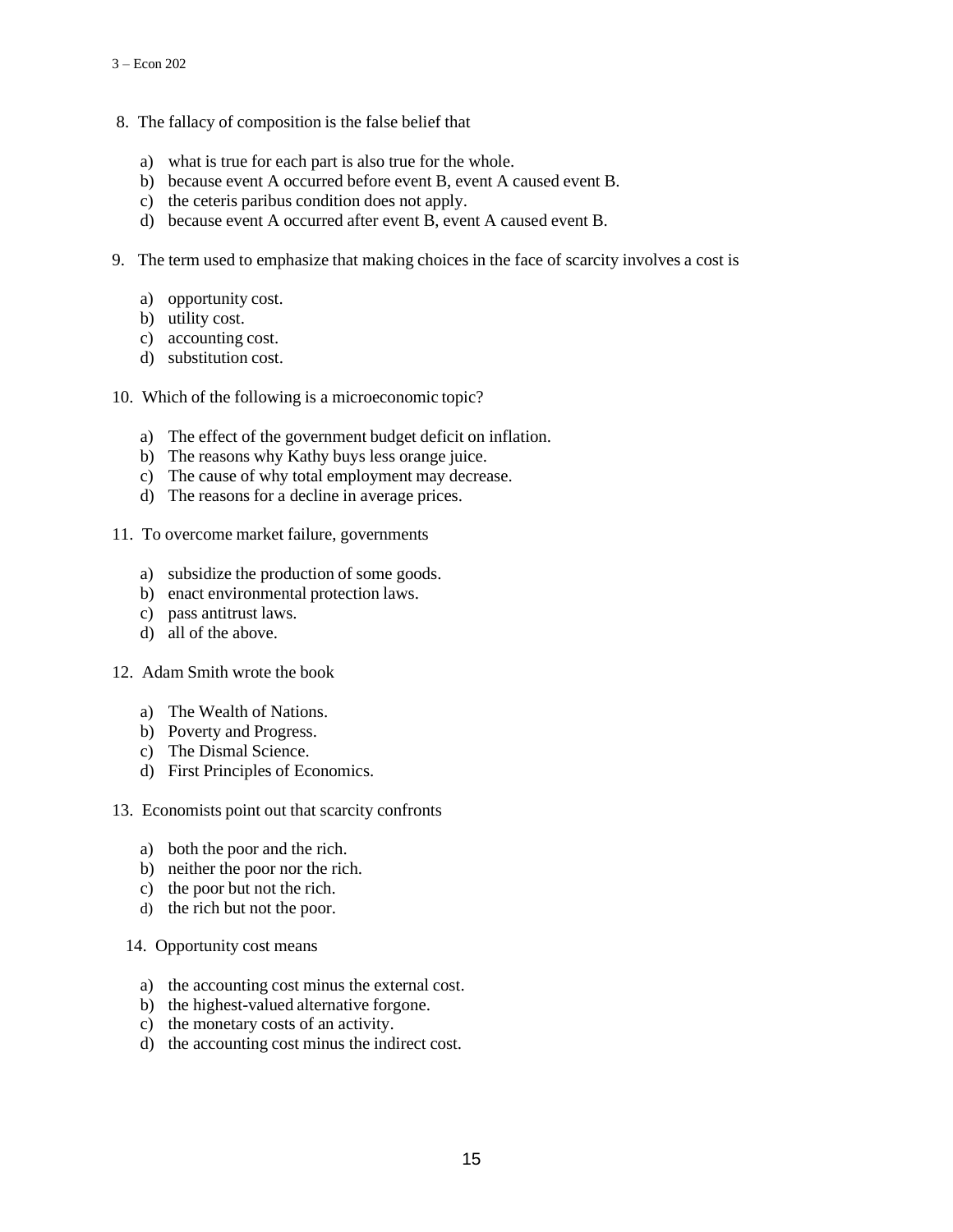8. The fallacy of composition is the false belief that

   a) what is true for each part is also true for the whole.
   b) because event A occurred before event B, event A caused event B.
   c) the ceteris paribus condition does not apply.
   d) because event A occurred after event B, event A caused event B.

9. The term used to emphasize that making choices in the face of scarcity involves a cost is

   a) opportunity cost.
   b) utility cost.
   c) accounting cost.
   d) substitution cost.

10. Which of the following is a microeconomic topic?

    a) The effect of the government budget deficit on inflation.
    b) The reasons why Kathy buys less orange juice.
    c) The cause of why total employment may decrease.
    d) The reasons for a decline in average prices.

11. To overcome market failure, governments

    a) subsidize the production of some goods.
    b) enact environmental protection laws.
    c) pass antitrust laws.
    d) all of the above.

12. Adam Smith wrote the book

    a) The Wealth of Nations.
    b) Poverty and Progress.
    c) The Dismal Science.
    d) First Principles of Economics.

13. Economists point out that scarcity confronts

    a) both the poor and the rich.
    b) neither the poor nor the rich.
    c) the poor but not the rich.
    d) the rich but not the poor.

14. Opportunity cost means

    a) the accounting cost minus the external cost.
    b) the highest-valued alternative forgone.
    c) the monetary costs of an activity.
    d) the accounting cost minus the indirect cost.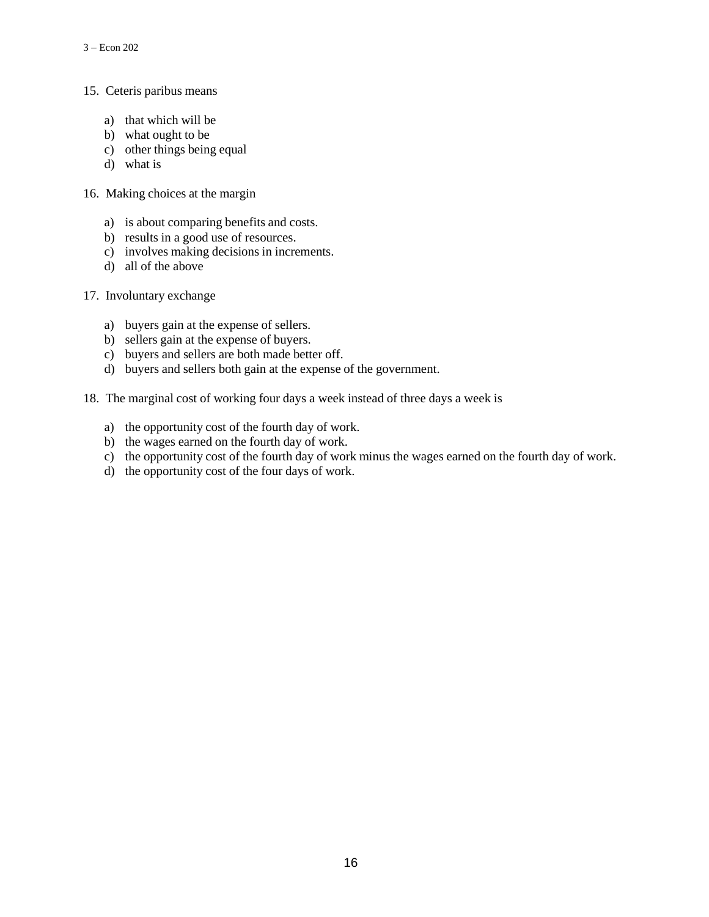15. Ceteris paribus means

    a) that which will be
    b) what ought to be
    c) other things being equal
    d) what is

16. Making choices at the margin

    a) is about comparing benefits and costs.
    b) results in a good use of resources.
    c) involves making decisions in increments.
    d) all of the above

17. Involuntary exchange

    a) buyers gain at the expense of sellers.
    b) sellers gain at the expense of buyers.
    c) buyers and sellers are both made better off.
    d) buyers and sellers both gain at the expense of the government.

18. The marginal cost of working four days a week instead of three days a week is

    a) the opportunity cost of the fourth day of work.
    b) the wages earned on the fourth day of work.
    c) the opportunity cost of the fourth day of work minus the wages earned on the fourth day of work.
    d) the opportunity cost of the four days of work.